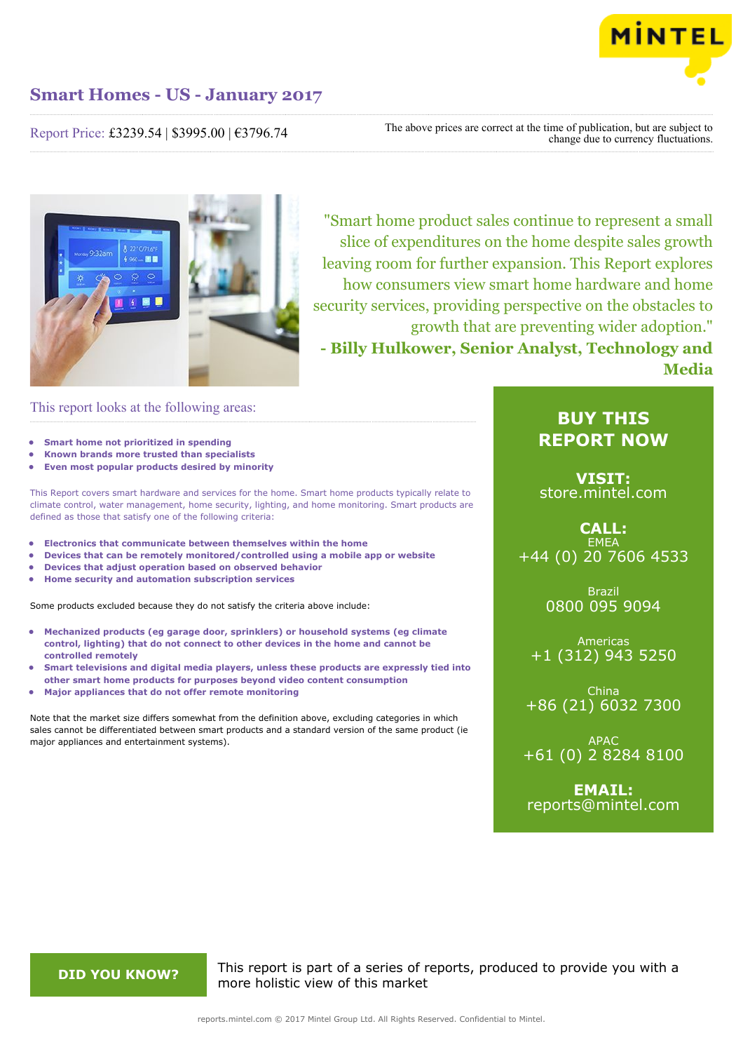# Smart Homes - US - January 2017

Report Price: £3239.54 | $3995.00 | €3796.74

The above prices are correct at the time of publication, but are subject to change due to currency fluctuations.

"Smart home product sales continue to represent a small slice of expenditures on the home despite sales growth leaving room for further expansion. This Report explores how consumers view smart home hardware and home security services, providing perspective on the obstacles to growth that are preventing wider adoption."
**- Billy Hulkower, Senior Analyst, Technology and Media**

## This report looks at the following areas:

- **Smart home not prioritized in spending**
- **Known brands more trusted than specialists**
- **Even most popular products desired by minority**

This Report covers smart hardware and services for the home. Smart home products typically relate to climate control, water management, home security, lighting, and home monitoring. Smart products are defined as those that satisfy one of the following criteria:

- **Electronics that communicate between themselves within the home**
- **Devices that can be remotely monitored/controlled using a mobile app or website**
- **Devices that adjust operation based on observed behavior**
- **Home security and automation subscription services**

Some products excluded because they do not satisfy the criteria above include:

- **Mechanized products (eg garage door, sprinklers) or household systems (eg climate control, lighting) that do not connect to other devices in the home and cannot be controlled remotely**
- **Smart televisions and digital media players, unless these products are expressly tied into other smart home products for purposes beyond video content consumption**
- **Major appliances that do not offer remote monitoring**

Note that the market size differs somewhat from the definition above, excluding categories in which sales cannot be differentiated between smart products and a standard version of the same product (ie major appliances and entertainment systems).

## BUY THIS REPORT NOW

**VISIT:**
store.mintel.com

**CALL:**
EMEA
+44 (0) 20 7606 4533

Brazil
0800 095 9094

Americas
+1 (312) 943 5250

China
+86 (21) 6032 7300

APAC
+61 (0) 2 8284 8100

**EMAIL:**
reports@mintel.com

**DID YOU KNOW?** This report is part of a series of reports, produced to provide you with a more holistic view of this market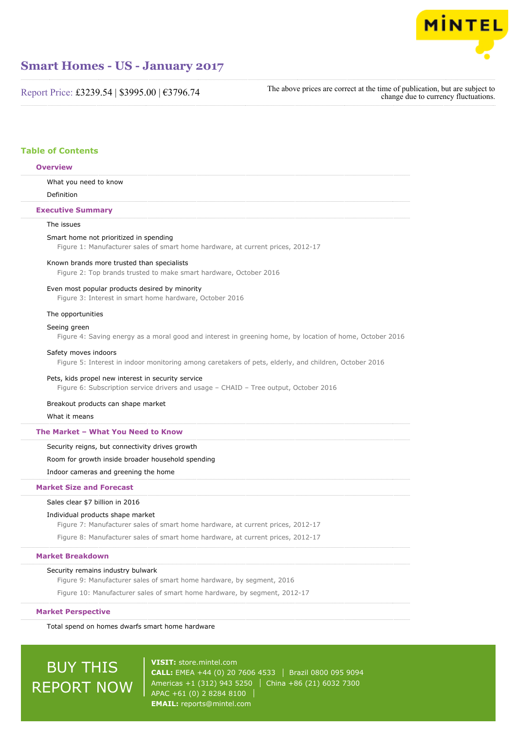# Smart Homes - US - January 2017

Report Price: £3239.54 | $3995.00 | €3796.74

The above prices are correct at the time of publication, but are subject to change due to currency fluctuations.

## Table of Contents

### Overview

What you need to know

Definition

### Executive Summary

The issues

Smart home not prioritized in spending

Figure 1: Manufacturer sales of smart home hardware, at current prices, 2012-17

Known brands more trusted than specialists

Figure 2: Top brands trusted to make smart hardware, October 2016

Even most popular products desired by minority

Figure 3: Interest in smart home hardware, October 2016

The opportunities

Seeing green

Figure 4: Saving energy as a moral good and interest in greening home, by location of home, October 2016

Safety moves indoors

Figure 5: Interest in indoor monitoring among caretakers of pets, elderly, and children, October 2016

Pets, kids propel new interest in security service

Figure 6: Subscription service drivers and usage – CHAID – Tree output, October 2016

Breakout products can shape market

What it means

### The Market – What You Need to Know

Security reigns, but connectivity drives growth

Room for growth inside broader household spending

Indoor cameras and greening the home

### Market Size and Forecast

Sales clear $7 billion in 2016

Individual products shape market

Figure 7: Manufacturer sales of smart home hardware, at current prices, 2012-17

Figure 8: Manufacturer sales of smart home hardware, at current prices, 2012-17

### Market Breakdown

Security remains industry bulwark

Figure 9: Manufacturer sales of smart home hardware, by segment, 2016

Figure 10: Manufacturer sales of smart home hardware, by segment, 2012-17

### Market Perspective

Total spend on homes dwarfs smart home hardware

BUY THIS REPORT NOW

**VISIT:** store.mintel.com

**CALL:** EMEA +44 (0) 20 7606 4533 | Brazil 0800 095 9094

Americas +1 (312) 943 5250 | China +86 (21) 6032 7300

APAC +61 (0) 2 8284 8100 |

**EMAIL:** reports@mintel.com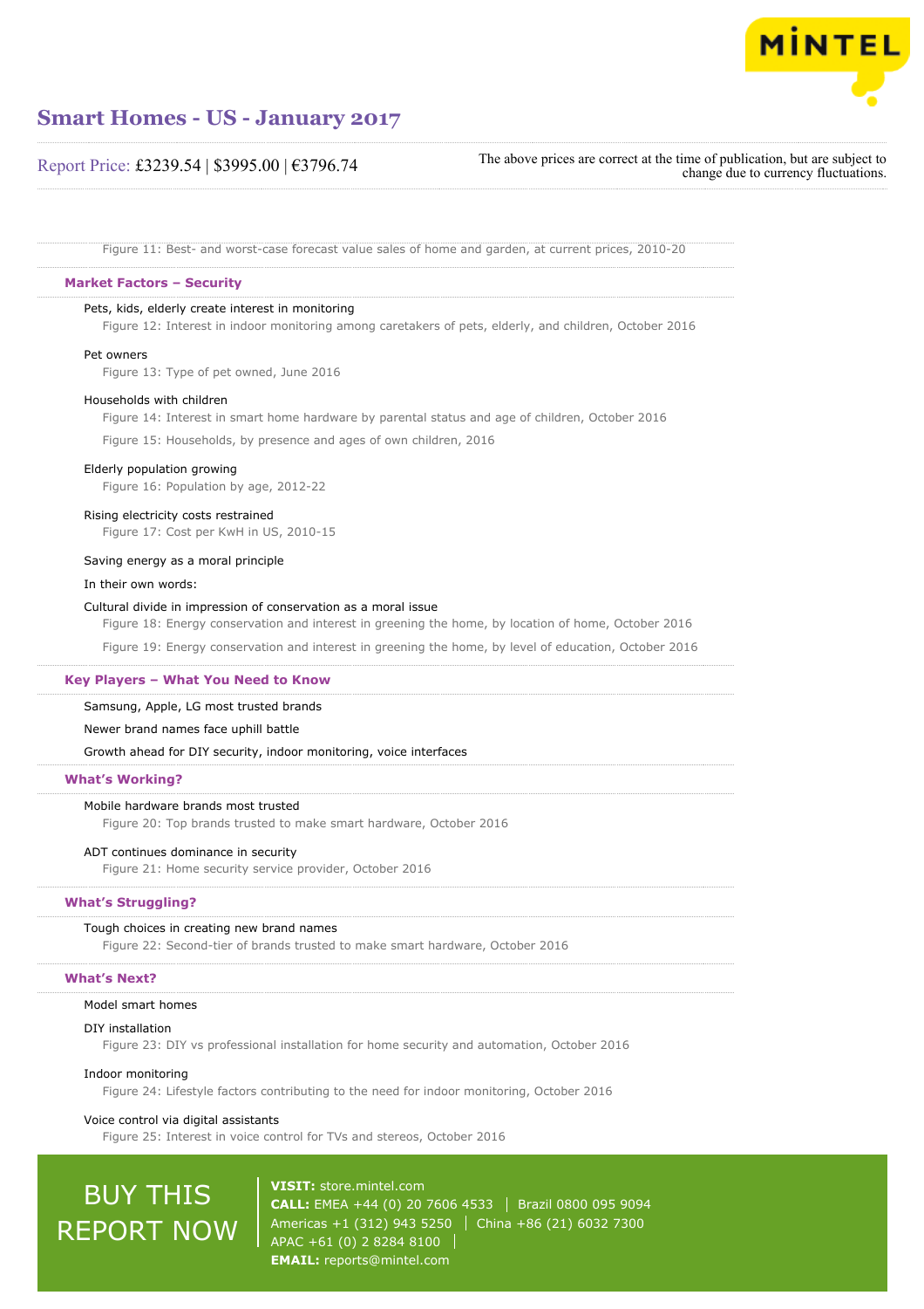Figure 11: Best- and worst-case forecast value sales of home and garden, at current prices, 2010-20

## Market Factors – Security

### Pets, kids, elderly create interest in monitoring

Figure 12: Interest in indoor monitoring among caretakers of pets, elderly, and children, October 2016

### Pet owners

Figure 13: Type of pet owned, June 2016

### Households with children

Figure 14: Interest in smart home hardware by parental status and age of children, October 2016

Figure 15: Households, by presence and ages of own children, 2016

### Elderly population growing

Figure 16: Population by age, 2012-22

### Rising electricity costs restrained

Figure 17: Cost per KwH in US, 2010-15

### Saving energy as a moral principle

### In their own words:

### Cultural divide in impression of conservation as a moral issue

Figure 18: Energy conservation and interest in greening the home, by location of home, October 2016

Figure 19: Energy conservation and interest in greening the home, by level of education, October 2016

## Key Players – What You Need to Know

### Samsung, Apple, LG most trusted brands

### Newer brand names face uphill battle

### Growth ahead for DIY security, indoor monitoring, voice interfaces

## What's Working?

### Mobile hardware brands most trusted

Figure 20: Top brands trusted to make smart hardware, October 2016

### ADT continues dominance in security

Figure 21: Home security service provider, October 2016

## What's Struggling?

### Tough choices in creating new brand names

Figure 22: Second-tier of brands trusted to make smart hardware, October 2016

## What's Next?

### Model smart homes

### DIY installation

Figure 23: DIY vs professional installation for home security and automation, October 2016

### Indoor monitoring

Figure 24: Lifestyle factors contributing to the need for indoor monitoring, October 2016

### Voice control via digital assistants

Figure 25: Interest in voice control for TVs and stereos, October 2016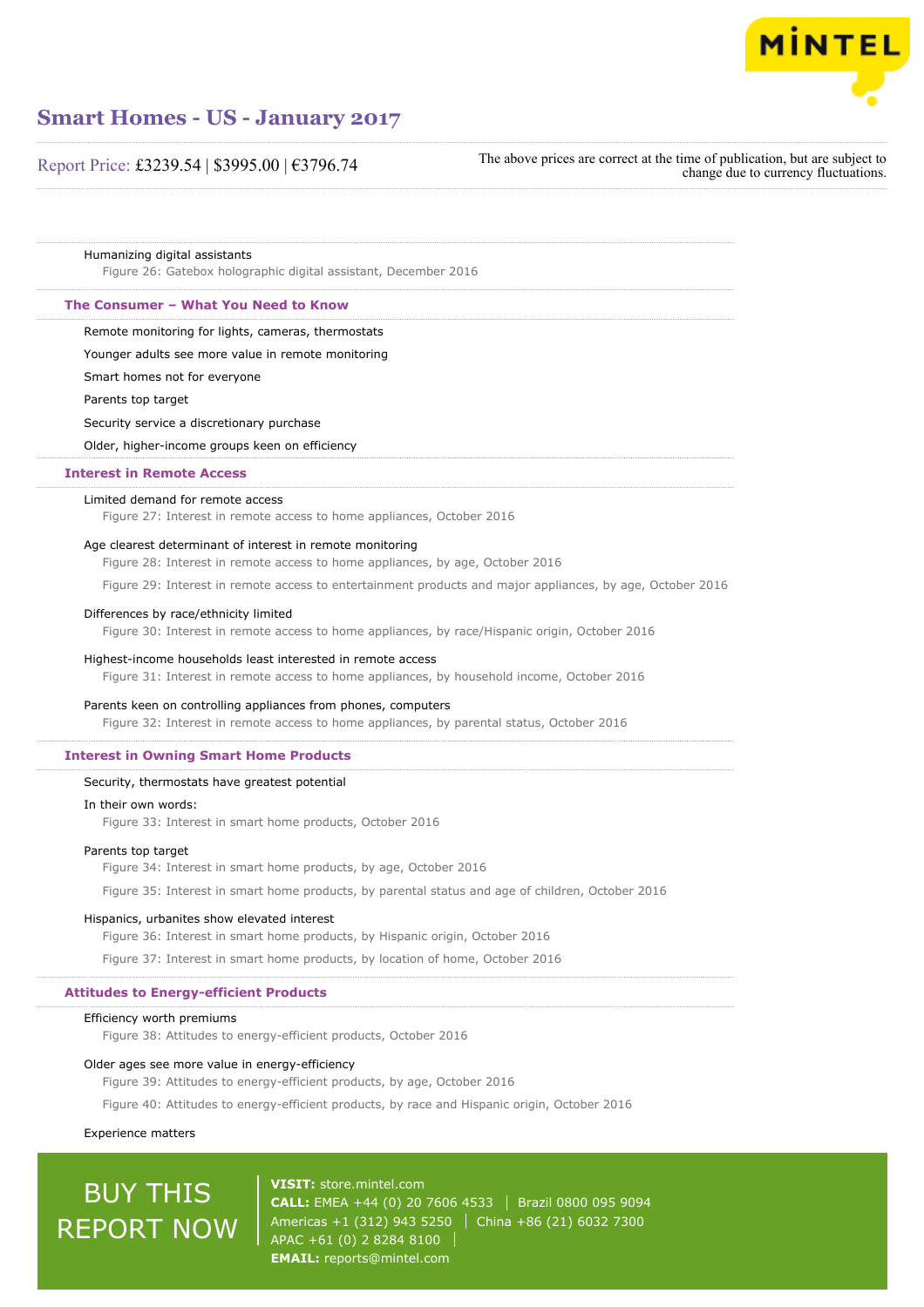Humanizing digital assistants

Figure 26: Gatebox holographic digital assistant, December 2016

## The Consumer – What You Need to Know

Remote monitoring for lights, cameras, thermostats

Younger adults see more value in remote monitoring

Smart homes not for everyone

Parents top target

Security service a discretionary purchase

Older, higher-income groups keen on efficiency

## Interest in Remote Access

Limited demand for remote access

Figure 27: Interest in remote access to home appliances, October 2016

Age clearest determinant of interest in remote monitoring

Figure 28: Interest in remote access to home appliances, by age, October 2016

Figure 29: Interest in remote access to entertainment products and major appliances, by age, October 2016

Differences by race/ethnicity limited

Figure 30: Interest in remote access to home appliances, by race/Hispanic origin, October 2016

Highest-income households least interested in remote access

Figure 31: Interest in remote access to home appliances, by household income, October 2016

Parents keen on controlling appliances from phones, computers

Figure 32: Interest in remote access to home appliances, by parental status, October 2016

## Interest in Owning Smart Home Products

Security, thermostats have greatest potential

In their own words:

Figure 33: Interest in smart home products, October 2016

Parents top target

Figure 34: Interest in smart home products, by age, October 2016

Figure 35: Interest in smart home products, by parental status and age of children, October 2016

Hispanics, urbanites show elevated interest

Figure 36: Interest in smart home products, by Hispanic origin, October 2016

Figure 37: Interest in smart home products, by location of home, October 2016

## Attitudes to Energy-efficient Products

Efficiency worth premiums

Figure 38: Attitudes to energy-efficient products, October 2016

Older ages see more value in energy-efficiency

Figure 39: Attitudes to energy-efficient products, by age, October 2016

Figure 40: Attitudes to energy-efficient products, by race and Hispanic origin, October 2016

Experience matters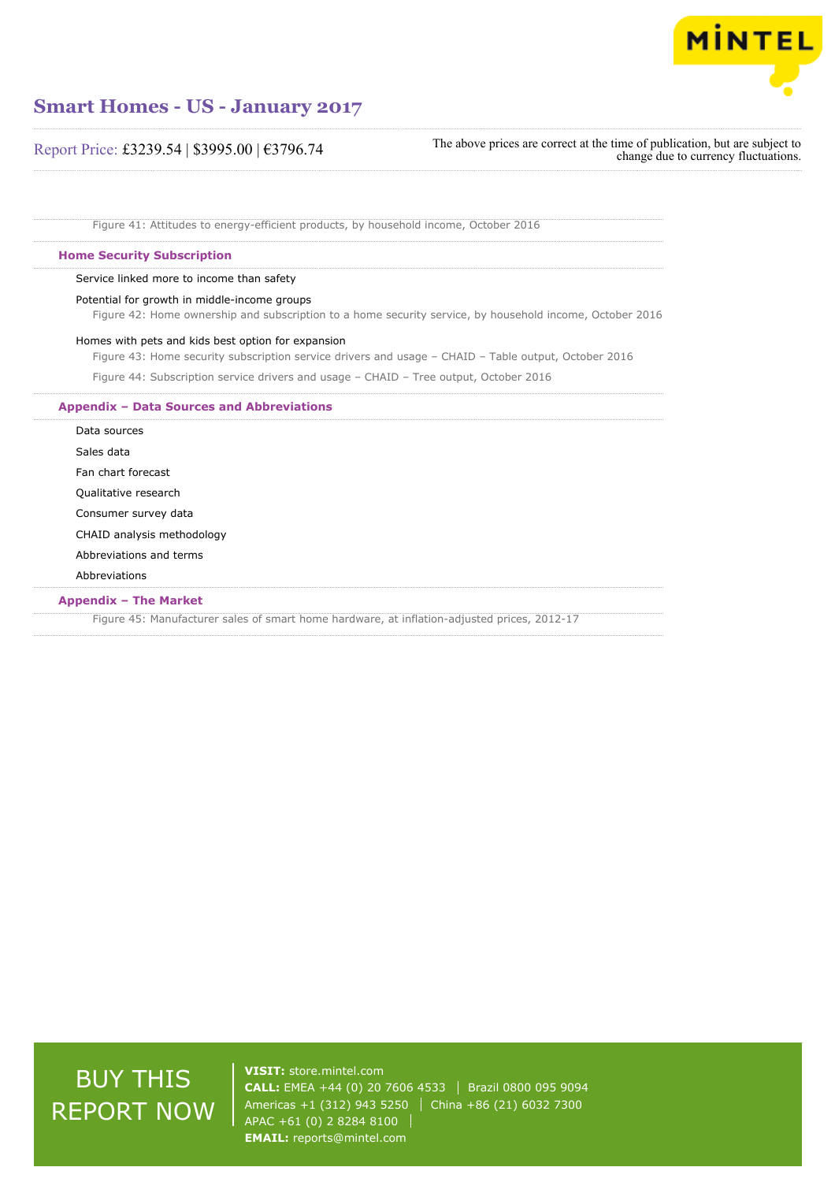Figure 41: Attitudes to energy-efficient products, by household income, October 2016

### Home Security Subscription

Service linked more to income than safety

Potential for growth in middle-income groups

Figure 42: Home ownership and subscription to a home security service, by household income, October 2016

Homes with pets and kids best option for expansion

Figure 43: Home security subscription service drivers and usage – CHAID – Table output, October 2016

Figure 44: Subscription service drivers and usage – CHAID – Tree output, October 2016

### Appendix – Data Sources and Abbreviations

Data sources

Sales data

Fan chart forecast

Qualitative research

Consumer survey data

CHAID analysis methodology

Abbreviations and terms

Abbreviations

### Appendix – The Market

Figure 45: Manufacturer sales of smart home hardware, at inflation-adjusted prices, 2012-17